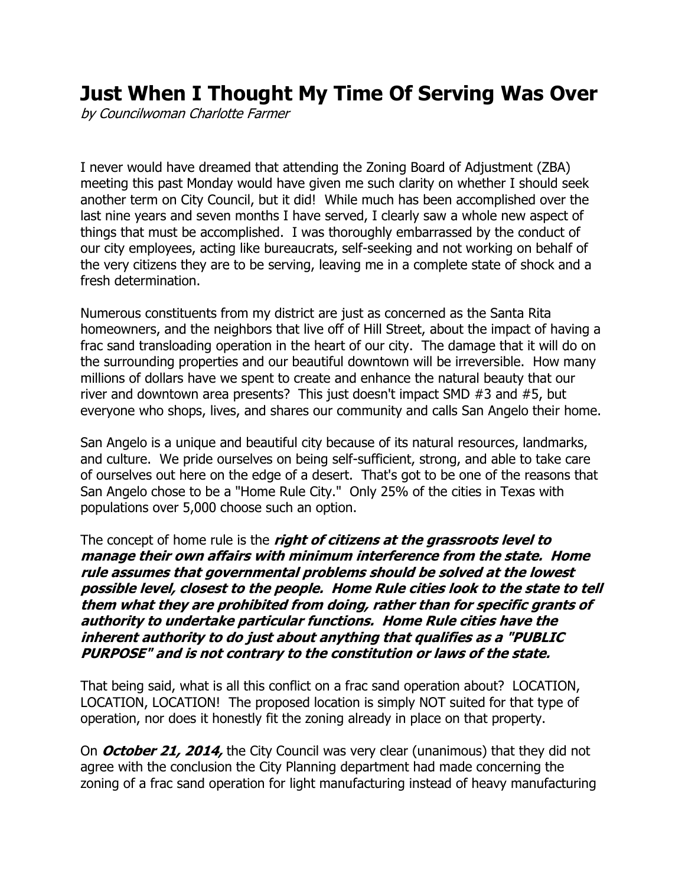# Just When I Thought My Time Of Serving Was Over

*by Councilwoman Charlotte Farmer*

I never would have dreamed that attending the Zoning Board of Adjustment (ZBA) meeting this past Monday would have given me such clarity on whether I should seek another term on City Council, but it did! While much has been accomplished over the last nine years and seven months I have served, I clearly saw a whole new aspect of things that must be accomplished. I was thoroughly embarrassed by the conduct of our city employees, acting like bureaucrats, self-seeking and not working on behalf of the very citizens they are to be serving, leaving me in a complete state of shock and a fresh determination.

Numerous constituents from my district are just as concerned as the Santa Rita homeowners, and the neighbors that live off of Hill Street, about the impact of having a frac sand transloading operation in the heart of our city. The damage that it will do on the surrounding properties and our beautiful downtown will be irreversible. How many millions of dollars have we spent to create and enhance the natural beauty that our river and downtown area presents? This just doesn't impact SMD #3 and #5, but everyone who shops, lives, and shares our community and calls San Angelo their home.

San Angelo is a unique and beautiful city because of its natural resources, landmarks, and culture. We pride ourselves on being self-sufficient, strong, and able to take care of ourselves out here on the edge of a desert. That's got to be one of the reasons that San Angelo chose to be a "Home Rule City." Only 25% of the cities in Texas with populations over 5,000 choose such an option.

The concept of home rule is the ***right of citizens at the grassroots level to manage their own affairs with minimum interference from the state. Home rule assumes that governmental problems should be solved at the lowest possible level, closest to the people. Home Rule cities look to the state to tell them what they are prohibited from doing, rather than for specific grants of authority to undertake particular functions. Home Rule cities have the inherent authority to do just about anything that qualifies as a "PUBLIC PURPOSE" and is not contrary to the constitution or laws of the state.***

That being said, what is all this conflict on a frac sand operation about? LOCATION, LOCATION, LOCATION! The proposed location is simply NOT suited for that type of operation, nor does it honestly fit the zoning already in place on that property.

On ***October 21, 2014,*** the City Council was very clear (unanimous) that they did not agree with the conclusion the City Planning department had made concerning the zoning of a frac sand operation for light manufacturing instead of heavy manufacturing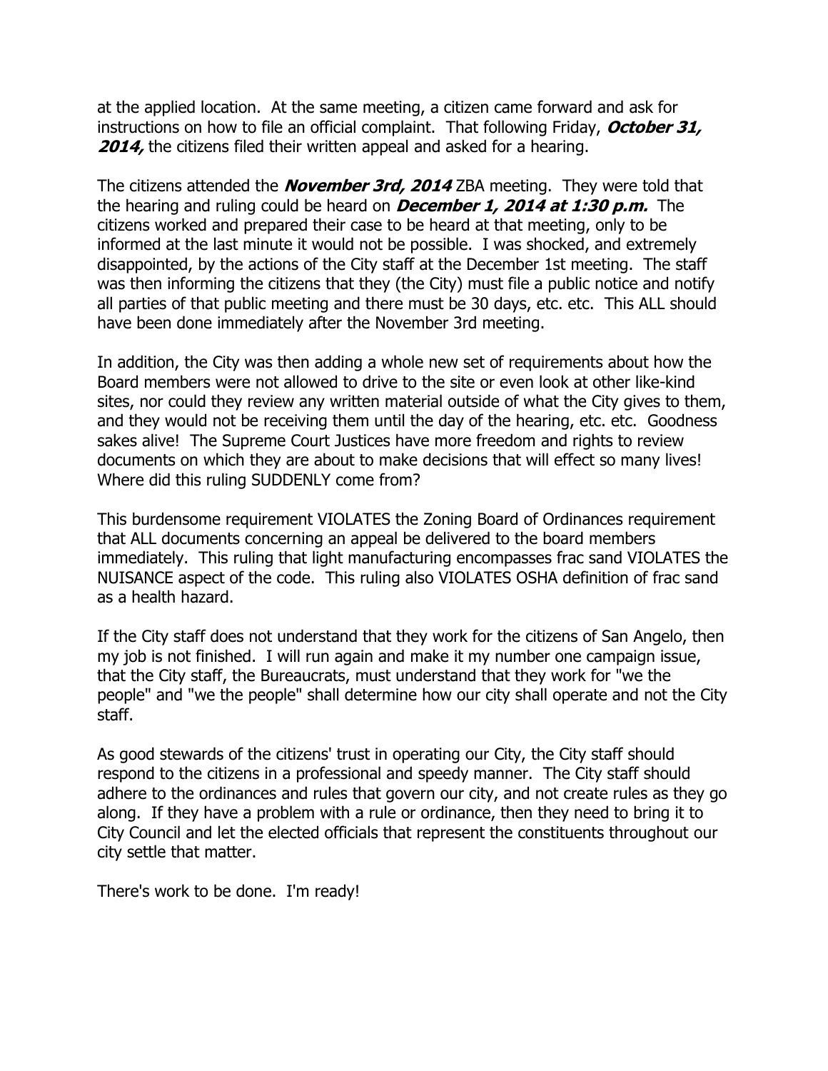at the applied location. At the same meeting, a citizen came forward and ask for instructions on how to file an official complaint. That following Friday, ***October 31, 2014,*** the citizens filed their written appeal and asked for a hearing.

The citizens attended the ***November 3rd, 2014*** ZBA meeting. They were told that the hearing and ruling could be heard on ***December 1, 2014 at 1:30 p.m.*** The citizens worked and prepared their case to be heard at that meeting, only to be informed at the last minute it would not be possible. I was shocked, and extremely disappointed, by the actions of the City staff at the December 1st meeting. The staff was then informing the citizens that they (the City) must file a public notice and notify all parties of that public meeting and there must be 30 days, etc. etc. This ALL should have been done immediately after the November 3rd meeting.

In addition, the City was then adding a whole new set of requirements about how the Board members were not allowed to drive to the site or even look at other like-kind sites, nor could they review any written material outside of what the City gives to them, and they would not be receiving them until the day of the hearing, etc. etc. Goodness sakes alive! The Supreme Court Justices have more freedom and rights to review documents on which they are about to make decisions that will effect so many lives! Where did this ruling SUDDENLY come from?

This burdensome requirement VIOLATES the Zoning Board of Ordinances requirement that ALL documents concerning an appeal be delivered to the board members immediately. This ruling that light manufacturing encompasses frac sand VIOLATES the NUISANCE aspect of the code. This ruling also VIOLATES OSHA definition of frac sand as a health hazard.

If the City staff does not understand that they work for the citizens of San Angelo, then my job is not finished. I will run again and make it my number one campaign issue, that the City staff, the Bureaucrats, must understand that they work for "we the people" and "we the people" shall determine how our city shall operate and not the City staff.

As good stewards of the citizens' trust in operating our City, the City staff should respond to the citizens in a professional and speedy manner. The City staff should adhere to the ordinances and rules that govern our city, and not create rules as they go along. If they have a problem with a rule or ordinance, then they need to bring it to City Council and let the elected officials that represent the constituents throughout our city settle that matter.

There's work to be done. I'm ready!